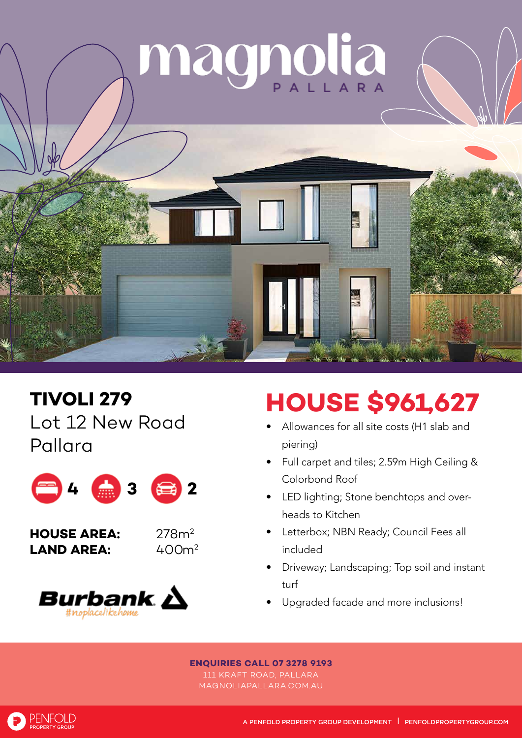# magnolia

PALLARA

## TIVOLI 279

Lot 12 New Road
Pallara

4 3 2

**HOUSE AREA:** 278m²
**LAND AREA:** 400m²

Burbank
#noplacelikehome

## HOUSE $961,627

- Allowances for all site costs (H1 slab and piering)
- Full carpet and tiles; 2.59m High Ceiling & Colorbond Roof
- LED lighting; Stone benchtops and over-heads to Kitchen
- Letterbox; NBN Ready; Council Fees all included
- Driveway; Landscaping; Top soil and instant turf
- Upgraded facade and more inclusions!

**ENQUIRIES CALL 07 3278 9193**
111 KRAFT ROAD, PALLARA
MAGNOLIAPALLARA.COM.AU

PENFOLD PROPERTY GROUP

A PENFOLD PROPERTY GROUP DEVELOPMENT | PENFOLDPROPERTYGROUP.COM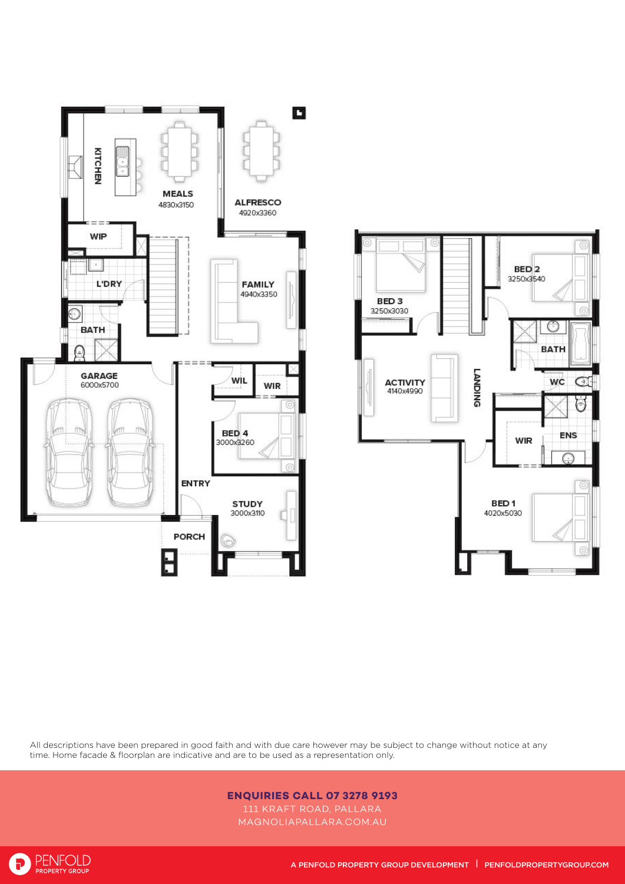KITCHEN

MEALS
4830x3150

ALFRESCO
4920x3360

WIP

L'DRY

FAMILY
4940x3350

BATH

GARAGE
6000x5700

WIL

WIR

BED 4
3000x3260

ENTRY

STUDY
3000x3110

PORCH

BED 3
3250x3030

BED 2
3250x3540

BATH

ACTIVITY
4140x4990

LANDING

WC

WIR

ENS

BED 1
4020x5030

All descriptions have been prepared in good faith and with due care however may be subject to change without notice at any time. Home facade & floorplan are indicative and are to be used as a representation only.

**ENQUIRIES CALL 07 3278 9193**

111 KRAFT ROAD, PALLARA

MAGNOLIAPALLARA.COM.AU

PENFOLD PROPERTY GROUP

A PENFOLD PROPERTY GROUP DEVELOPMENT | PENFOLDPROPERTYGROUP.COM